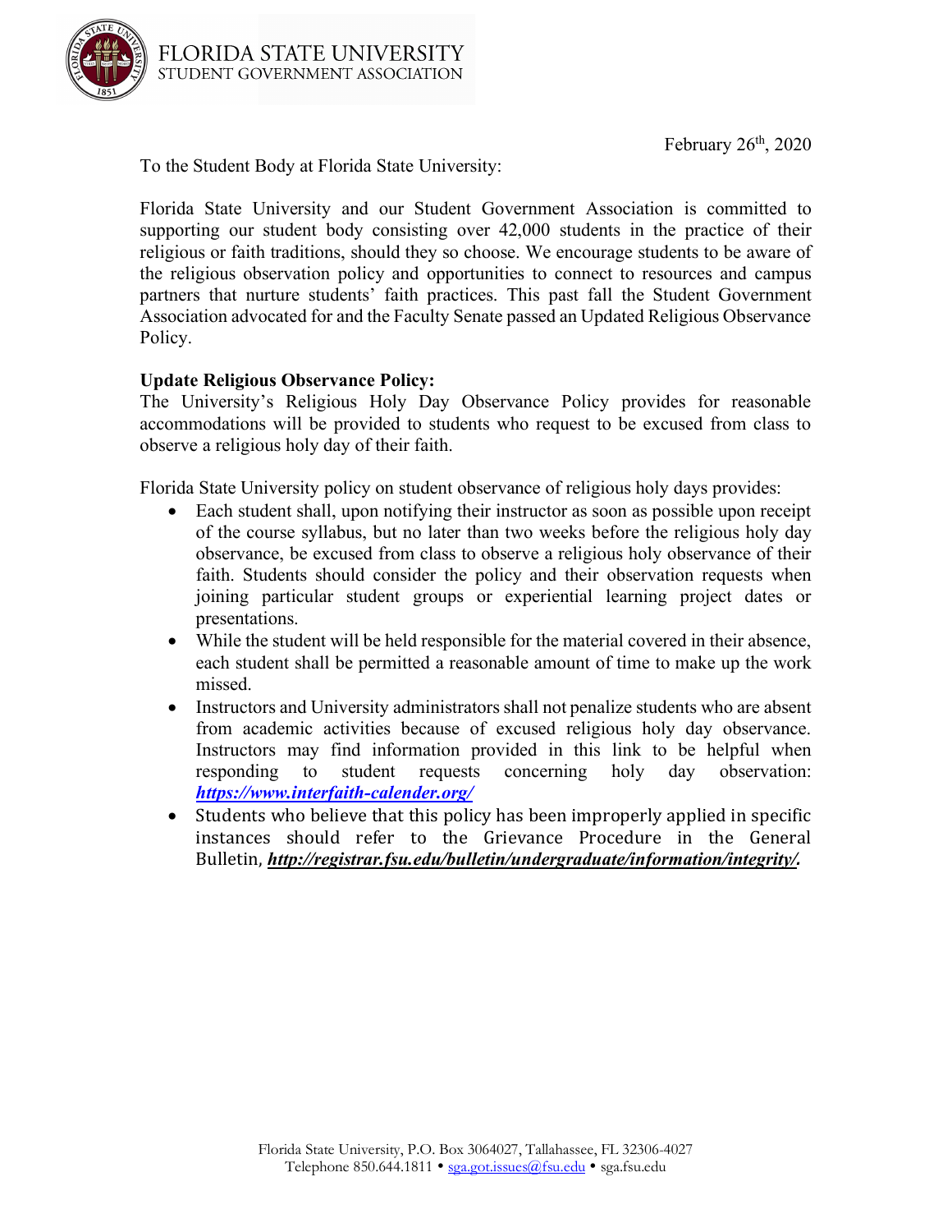FLORIDA STATE UNIVERSITY
STUDENT GOVERNMENT ASSOCIATION

February 26th, 2020

To the Student Body at Florida State University:

Florida State University and our Student Government Association is committed to supporting our student body consisting over 42,000 students in the practice of their religious or faith traditions, should they so choose. We encourage students to be aware of the religious observation policy and opportunities to connect to resources and campus partners that nurture students' faith practices. This past fall the Student Government Association advocated for and the Faculty Senate passed an Updated Religious Observance Policy.

**Update Religious Observance Policy:**
The University's Religious Holy Day Observance Policy provides for reasonable accommodations will be provided to students who request to be excused from class to observe a religious holy day of their faith.

Florida State University policy on student observance of religious holy days provides:

- Each student shall, upon notifying their instructor as soon as possible upon receipt of the course syllabus, but no later than two weeks before the religious holy day observance, be excused from class to observe a religious holy observance of their faith. Students should consider the policy and their observation requests when joining particular student groups or experiential learning project dates or presentations.
- While the student will be held responsible for the material covered in their absence, each student shall be permitted a reasonable amount of time to make up the work missed.
- Instructors and University administrators shall not penalize students who are absent from academic activities because of excused religious holy day observance. Instructors may find information provided in this link to be helpful when responding to student requests concerning holy day observation: ***https://www.interfaith-calender.org/***
- Students who believe that this policy has been improperly applied in specific instances should refer to the Grievance Procedure in the General Bulletin, ***http://registrar.fsu.edu/bulletin/undergraduate/information/integrity/.***

Florida State University, P.O. Box 3064027, Tallahassee, FL 32306-4027
Telephone 850.644.1811 • sga.got.issues@fsu.edu • sga.fsu.edu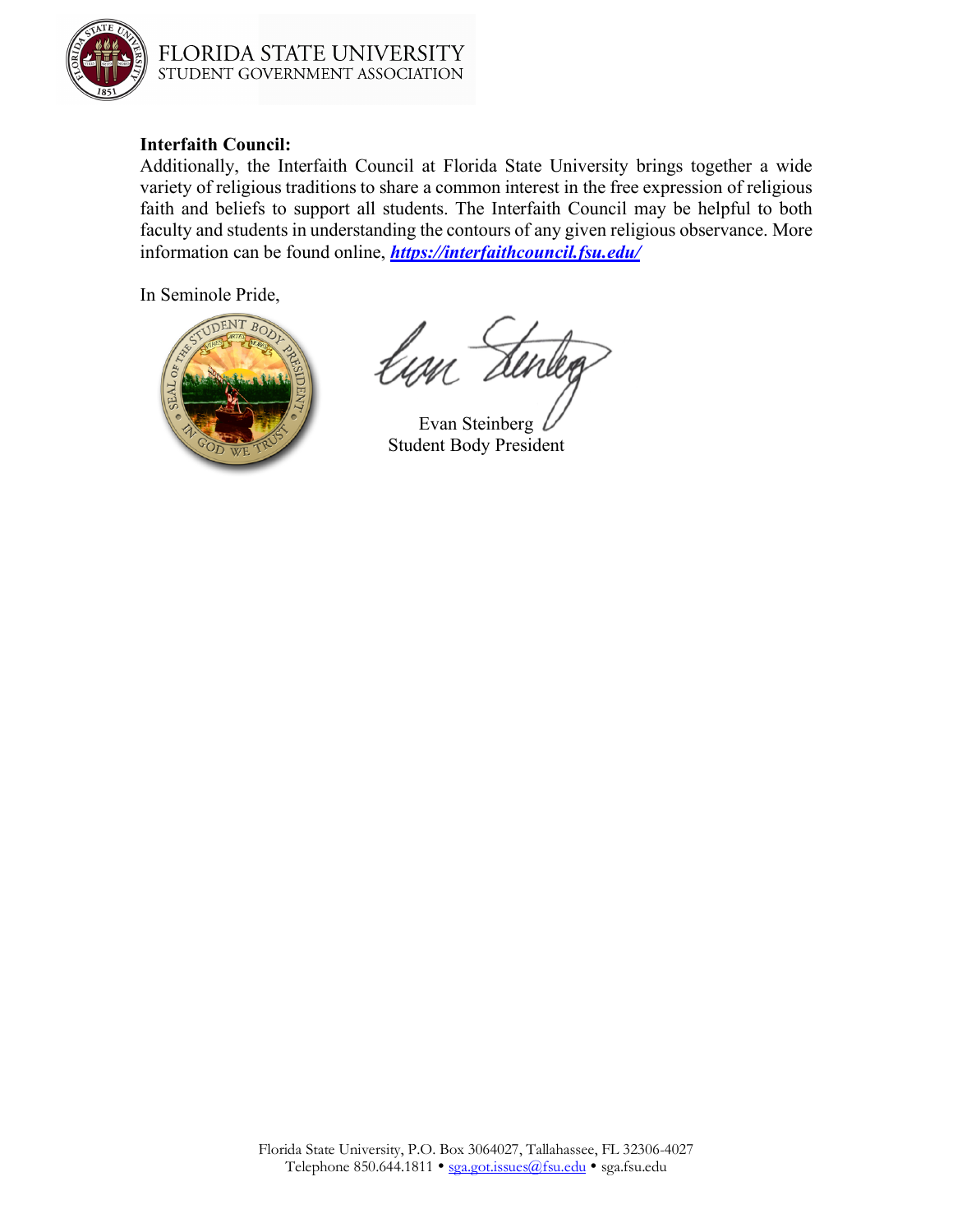**Interfaith Council:**
Additionally, the Interfaith Council at Florida State University brings together a wide variety of religious traditions to share a common interest in the free expression of religious faith and beliefs to support all students. The Interfaith Council may be helpful to both faculty and students in understanding the contours of any given religious observance. More information can be found online, ***https://interfaithcouncil.fsu.edu/***

In Seminole Pride,

Evan Steinberg
Student Body President